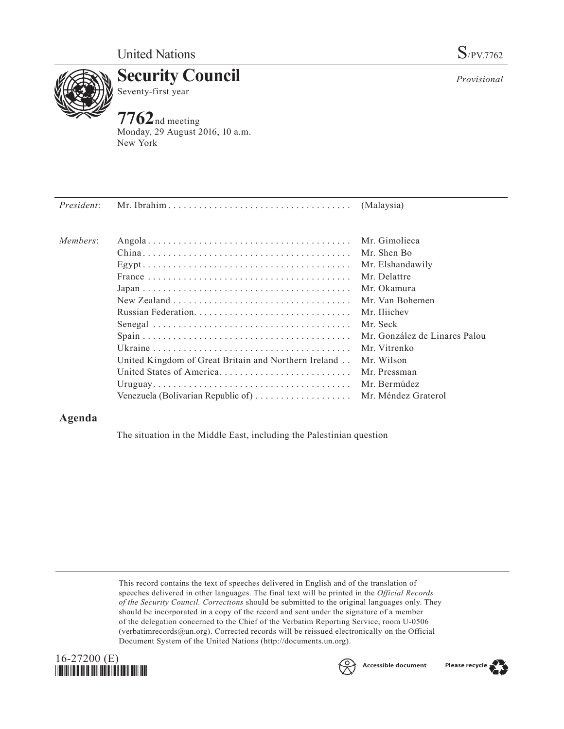United Nations

S/PV.7762

# Security Council

Seventy-first year

*Provisional*

**7762**nd meeting
Monday, 29 August 2016, 10 a.m.
New York

| | | |
|---|---|---|
| *President*: | Mr. Ibrahim | (Malaysia) |
| *Members*: | Angola | Mr. Gimolieca |
| | China | Mr. Shen Bo |
| | Egypt | Mr. Elshandawily |
| | France | Mr. Delattre |
| | Japan | Mr. Okamura |
| | New Zealand | Mr. Van Bohemen |
| | Russian Federation | Mr. Iliichev |
| | Senegal | Mr. Seck |
| | Spain | Mr. González de Linares Palou |
| | Ukraine | Mr. Vitrenko |
| | United Kingdom of Great Britain and Northern Ireland | Mr. Wilson |
| | United States of America | Mr. Pressman |
| | Uruguay | Mr. Bermúdez |
| | Venezuela (Bolivarian Republic of) | Mr. Méndez Graterol |

## Agenda

The situation in the Middle East, including the Palestinian question

This record contains the text of speeches delivered in English and of the translation of speeches delivered in other languages. The final text will be printed in the *Official Records of the Security Council. Corrections* should be submitted to the original languages only. They should be incorporated in a copy of the record and sent under the signature of a member of the delegation concerned to the Chief of the Verbatim Reporting Service, room U-0506 (verbatimrecords@un.org). Corrected records will be reissued electronically on the Official Document System of the United Nations (http://documents.un.org).

16-27200 (E)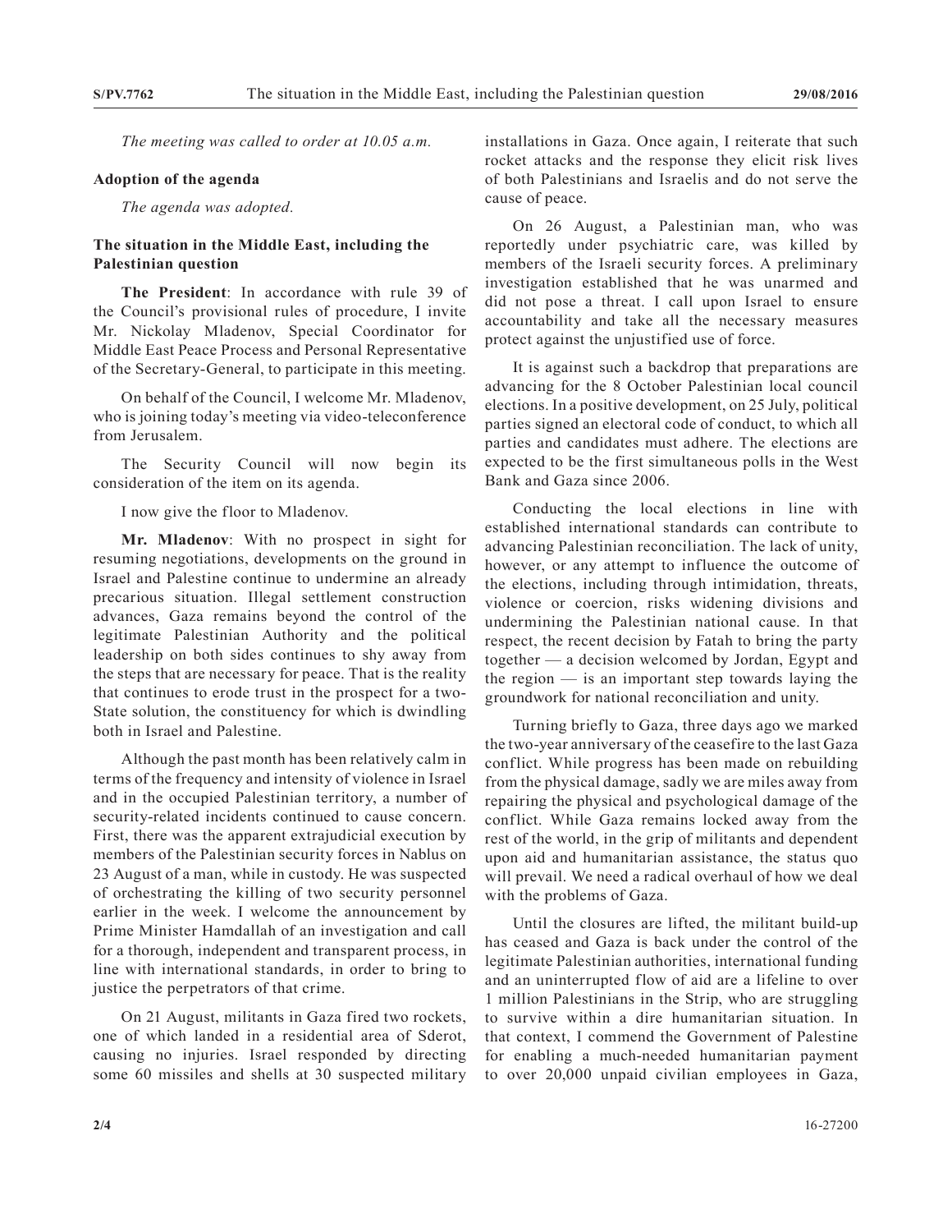*The meeting was called to order at 10.05 a.m.*

**Adoption of the agenda**

*The agenda was adopted.*

**The situation in the Middle East, including the Palestinian question**

**The President**: In accordance with rule 39 of the Council's provisional rules of procedure, I invite Mr. Nickolay Mladenov, Special Coordinator for Middle East Peace Process and Personal Representative of the Secretary-General, to participate in this meeting.

On behalf of the Council, I welcome Mr. Mladenov, who is joining today's meeting via video-teleconference from Jerusalem.

The Security Council will now begin its consideration of the item on its agenda.

I now give the floor to Mladenov.

**Mr. Mladenov**: With no prospect in sight for resuming negotiations, developments on the ground in Israel and Palestine continue to undermine an already precarious situation. Illegal settlement construction advances, Gaza remains beyond the control of the legitimate Palestinian Authority and the political leadership on both sides continues to shy away from the steps that are necessary for peace. That is the reality that continues to erode trust in the prospect for a two-State solution, the constituency for which is dwindling both in Israel and Palestine.

Although the past month has been relatively calm in terms of the frequency and intensity of violence in Israel and in the occupied Palestinian territory, a number of security-related incidents continued to cause concern. First, there was the apparent extrajudicial execution by members of the Palestinian security forces in Nablus on 23 August of a man, while in custody. He was suspected of orchestrating the killing of two security personnel earlier in the week. I welcome the announcement by Prime Minister Hamdallah of an investigation and call for a thorough, independent and transparent process, in line with international standards, in order to bring to justice the perpetrators of that crime.

On 21 August, militants in Gaza fired two rockets, one of which landed in a residential area of Sderot, causing no injuries. Israel responded by directing some 60 missiles and shells at 30 suspected military installations in Gaza. Once again, I reiterate that such rocket attacks and the response they elicit risk lives of both Palestinians and Israelis and do not serve the cause of peace.

On 26 August, a Palestinian man, who was reportedly under psychiatric care, was killed by members of the Israeli security forces. A preliminary investigation established that he was unarmed and did not pose a threat. I call upon Israel to ensure accountability and take all the necessary measures protect against the unjustified use of force.

It is against such a backdrop that preparations are advancing for the 8 October Palestinian local council elections. In a positive development, on 25 July, political parties signed an electoral code of conduct, to which all parties and candidates must adhere. The elections are expected to be the first simultaneous polls in the West Bank and Gaza since 2006.

Conducting the local elections in line with established international standards can contribute to advancing Palestinian reconciliation. The lack of unity, however, or any attempt to influence the outcome of the elections, including through intimidation, threats, violence or coercion, risks widening divisions and undermining the Palestinian national cause. In that respect, the recent decision by Fatah to bring the party together — a decision welcomed by Jordan, Egypt and the region — is an important step towards laying the groundwork for national reconciliation and unity.

Turning briefly to Gaza, three days ago we marked the two-year anniversary of the ceasefire to the last Gaza conflict. While progress has been made on rebuilding from the physical damage, sadly we are miles away from repairing the physical and psychological damage of the conflict. While Gaza remains locked away from the rest of the world, in the grip of militants and dependent upon aid and humanitarian assistance, the status quo will prevail. We need a radical overhaul of how we deal with the problems of Gaza.

Until the closures are lifted, the militant build-up has ceased and Gaza is back under the control of the legitimate Palestinian authorities, international funding and an uninterrupted flow of aid are a lifeline to over 1 million Palestinians in the Strip, who are struggling to survive within a dire humanitarian situation. In that context, I commend the Government of Palestine for enabling a much-needed humanitarian payment to over 20,000 unpaid civilian employees in Gaza,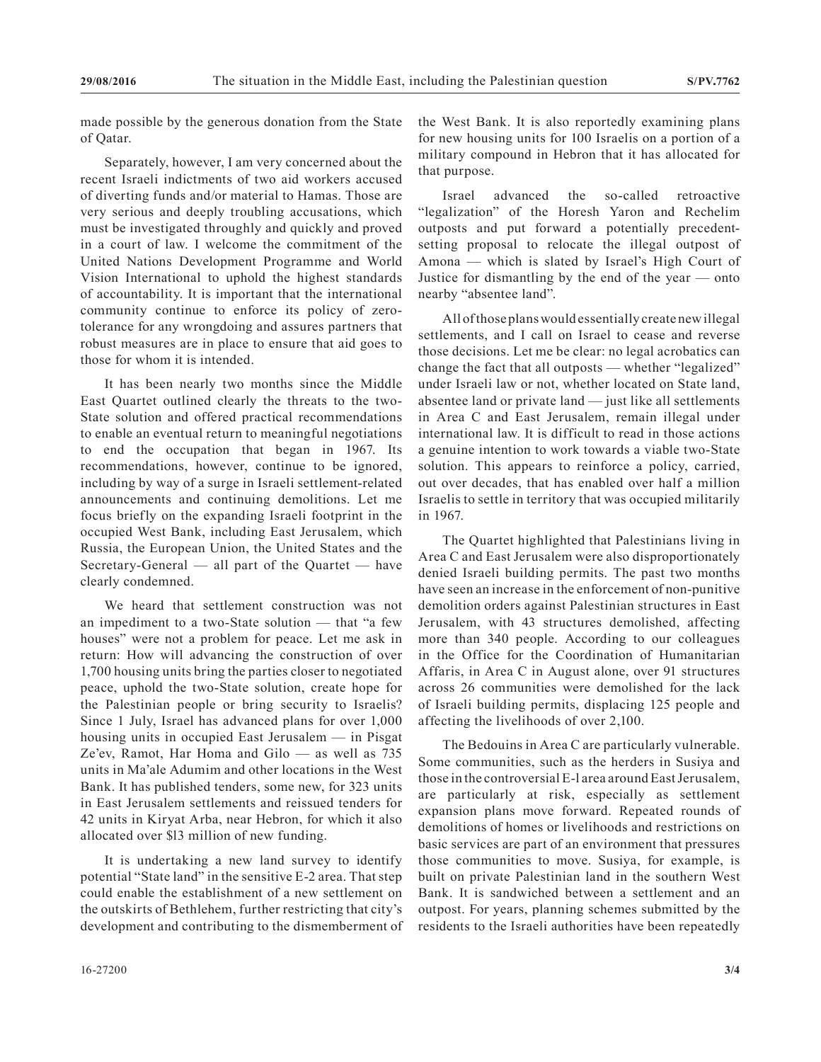made possible by the generous donation from the State of Qatar.

Separately, however, I am very concerned about the recent Israeli indictments of two aid workers accused of diverting funds and/or material to Hamas. Those are very serious and deeply troubling accusations, which must be investigated throughly and quickly and proved in a court of law. I welcome the commitment of the United Nations Development Programme and World Vision International to uphold the highest standards of accountability. It is important that the international community continue to enforce its policy of zero-tolerance for any wrongdoing and assures partners that robust measures are in place to ensure that aid goes to those for whom it is intended.

It has been nearly two months since the Middle East Quartet outlined clearly the threats to the two-State solution and offered practical recommendations to enable an eventual return to meaningful negotiations to end the occupation that began in 1967. Its recommendations, however, continue to be ignored, including by way of a surge in Israeli settlement-related announcements and continuing demolitions. Let me focus briefly on the expanding Israeli footprint in the occupied West Bank, including East Jerusalem, which Russia, the European Union, the United States and the Secretary-General — all part of the Quartet — have clearly condemned.

We heard that settlement construction was not an impediment to a two-State solution — that "a few houses" were not a problem for peace. Let me ask in return: How will advancing the construction of over 1,700 housing units bring the parties closer to negotiated peace, uphold the two-State solution, create hope for the Palestinian people or bring security to Israelis? Since 1 July, Israel has advanced plans for over 1,000 housing units in occupied East Jerusalem — in Pisgat Ze'ev, Ramot, Har Homa and Gilo — as well as 735 units in Ma'ale Adumim and other locations in the West Bank. It has published tenders, some new, for 323 units in East Jerusalem settlements and reissued tenders for 42 units in Kiryat Arba, near Hebron, for which it also allocated over $13 million of new funding.

It is undertaking a new land survey to identify potential "State land" in the sensitive E-2 area. That step could enable the establishment of a new settlement on the outskirts of Bethlehem, further restricting that city's development and contributing to the dismemberment of the West Bank. It is also reportedly examining plans for new housing units for 100 Israelis on a portion of a military compound in Hebron that it has allocated for that purpose.

Israel advanced the so-called retroactive "legalization" of the Horesh Yaron and Rechelim outposts and put forward a potentially precedent-setting proposal to relocate the illegal outpost of Amona — which is slated by Israel's High Court of Justice for dismantling by the end of the year — onto nearby "absentee land".

All of those plans would essentially create new illegal settlements, and I call on Israel to cease and reverse those decisions. Let me be clear: no legal acrobatics can change the fact that all outposts — whether "legalized" under Israeli law or not, whether located on State land, absentee land or private land — just like all settlements in Area C and East Jerusalem, remain illegal under international law. It is difficult to read in those actions a genuine intention to work towards a viable two-State solution. This appears to reinforce a policy, carried, out over decades, that has enabled over half a million Israelis to settle in territory that was occupied militarily in 1967.

The Quartet highlighted that Palestinians living in Area C and East Jerusalem were also disproportionately denied Israeli building permits. The past two months have seen an increase in the enforcement of non-punitive demolition orders against Palestinian structures in East Jerusalem, with 43 structures demolished, affecting more than 340 people. According to our colleagues in the Office for the Coordination of Humanitarian Affaris, in Area C in August alone, over 91 structures across 26 communities were demolished for the lack of Israeli building permits, displacing 125 people and affecting the livelihoods of over 2,100.

The Bedouins in Area C are particularly vulnerable. Some communities, such as the herders in Susiya and those in the controversial E-1 area around East Jerusalem, are particularly at risk, especially as settlement expansion plans move forward. Repeated rounds of demolitions of homes or livelihoods and restrictions on basic services are part of an environment that pressures those communities to move. Susiya, for example, is built on private Palestinian land in the southern West Bank. It is sandwiched between a settlement and an outpost. For years, planning schemes submitted by the residents to the Israeli authorities have been repeatedly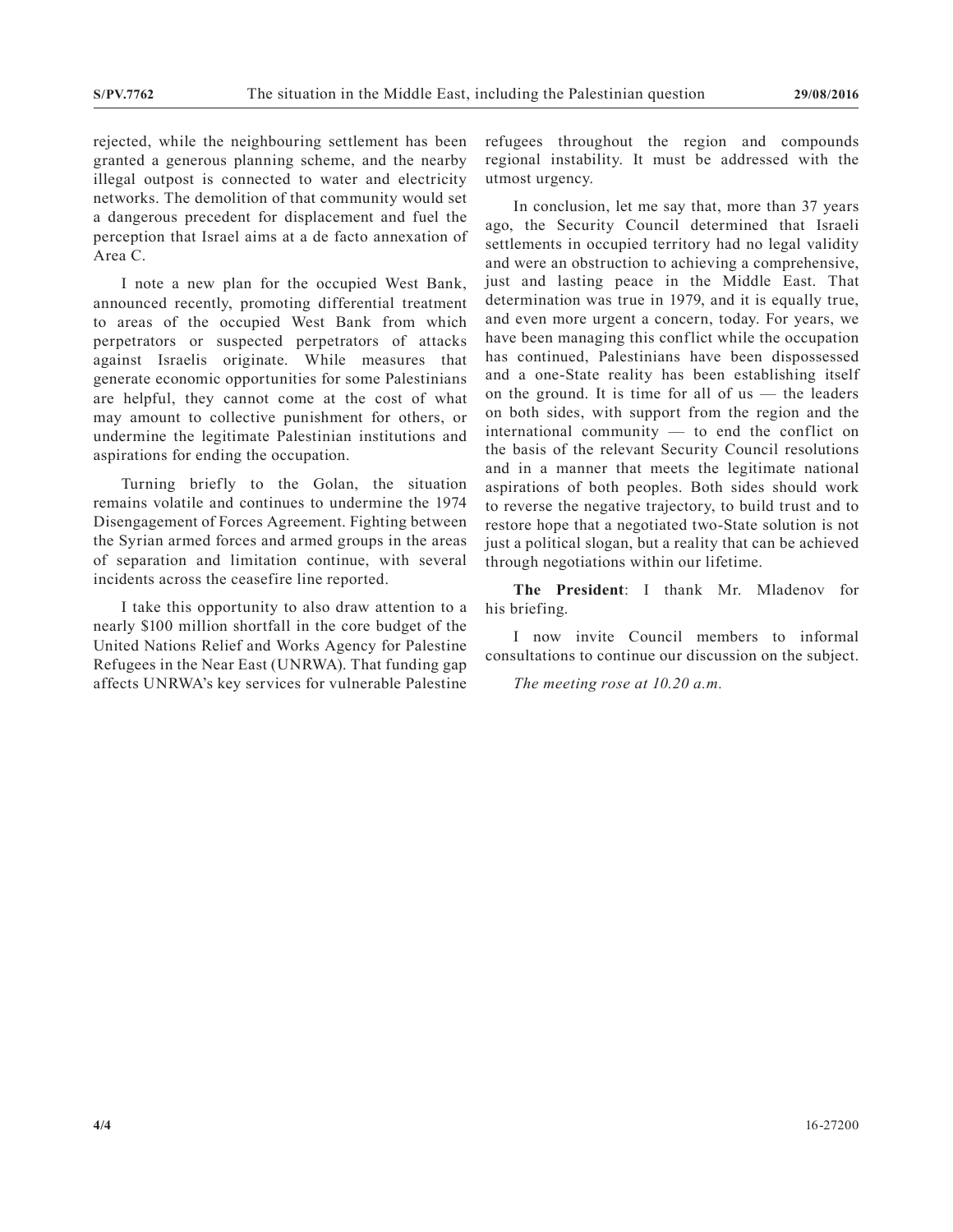rejected, while the neighbouring settlement has been granted a generous planning scheme, and the nearby illegal outpost is connected to water and electricity networks. The demolition of that community would set a dangerous precedent for displacement and fuel the perception that Israel aims at a de facto annexation of Area C.

I note a new plan for the occupied West Bank, announced recently, promoting differential treatment to areas of the occupied West Bank from which perpetrators or suspected perpetrators of attacks against Israelis originate. While measures that generate economic opportunities for some Palestinians are helpful, they cannot come at the cost of what may amount to collective punishment for others, or undermine the legitimate Palestinian institutions and aspirations for ending the occupation.

Turning briefly to the Golan, the situation remains volatile and continues to undermine the 1974 Disengagement of Forces Agreement. Fighting between the Syrian armed forces and armed groups in the areas of separation and limitation continue, with several incidents across the ceasefire line reported.

I take this opportunity to also draw attention to a nearly $100 million shortfall in the core budget of the United Nations Relief and Works Agency for Palestine Refugees in the Near East (UNRWA). That funding gap affects UNRWA's key services for vulnerable Palestine refugees throughout the region and compounds regional instability. It must be addressed with the utmost urgency.

In conclusion, let me say that, more than 37 years ago, the Security Council determined that Israeli settlements in occupied territory had no legal validity and were an obstruction to achieving a comprehensive, just and lasting peace in the Middle East. That determination was true in 1979, and it is equally true, and even more urgent a concern, today. For years, we have been managing this conflict while the occupation has continued, Palestinians have been dispossessed and a one-State reality has been establishing itself on the ground. It is time for all of us — the leaders on both sides, with support from the region and the international community — to end the conflict on the basis of the relevant Security Council resolutions and in a manner that meets the legitimate national aspirations of both peoples. Both sides should work to reverse the negative trajectory, to build trust and to restore hope that a negotiated two-State solution is not just a political slogan, but a reality that can be achieved through negotiations within our lifetime.

**The President**: I thank Mr. Mladenov for his briefing.

I now invite Council members to informal consultations to continue our discussion on the subject.

*The meeting rose at 10.20 a.m.*